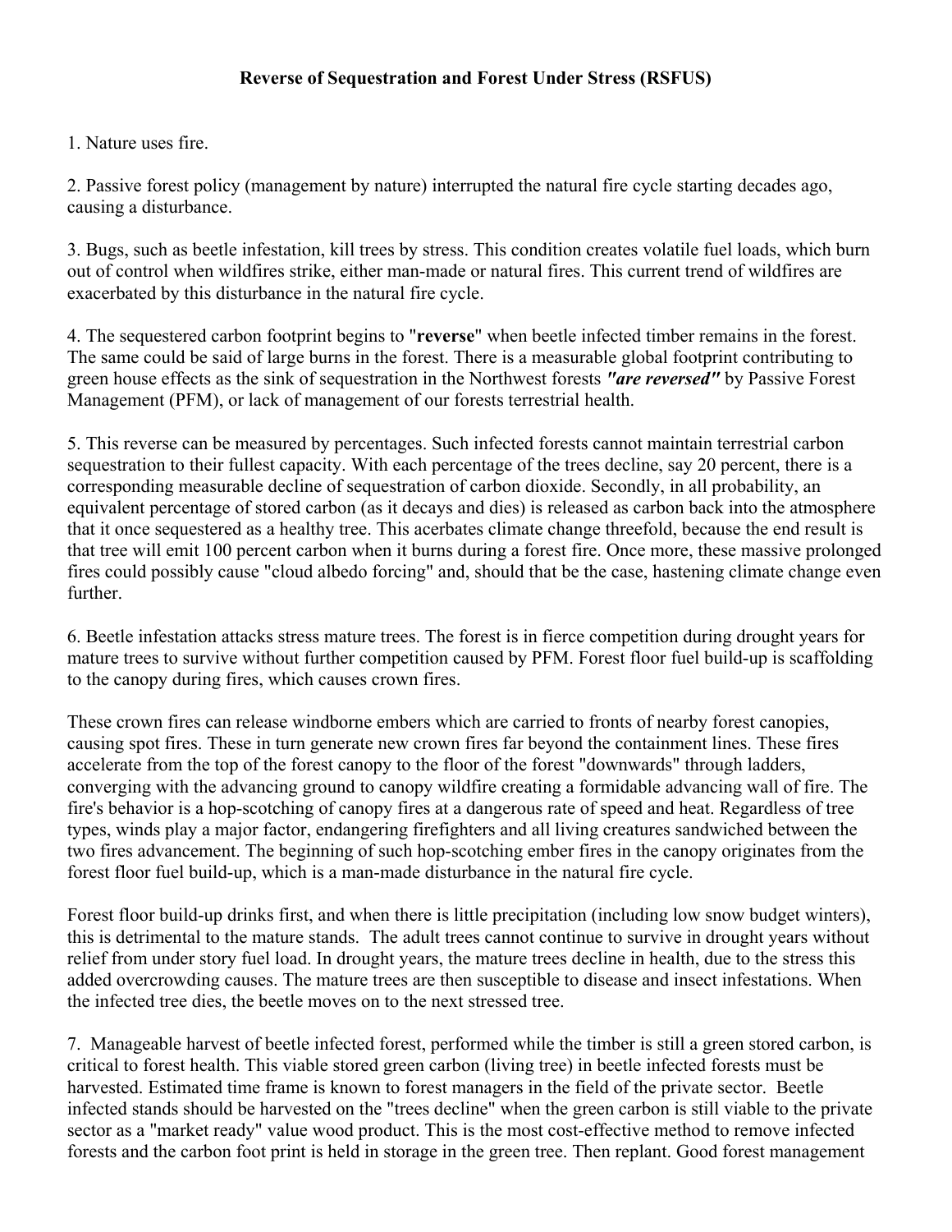**Reverse of Sequestration and Forest Under Stress (RSFUS)**

1. Nature uses fire.

2. Passive forest policy (management by nature) interrupted the natural fire cycle starting decades ago, causing a disturbance.

3. Bugs, such as beetle infestation, kill trees by stress. This condition creates volatile fuel loads, which burn out of control when wildfires strike, either man-made or natural fires. This current trend of wildfires are exacerbated by this disturbance in the natural fire cycle.

4. The sequestered carbon footprint begins to "**reverse**" when beetle infected timber remains in the forest. The same could be said of large burns in the forest. There is a measurable global footprint contributing to green house effects as the sink of sequestration in the Northwest forests ***"are reversed"*** by Passive Forest Management (PFM), or lack of management of our forests terrestrial health.

5. This reverse can be measured by percentages. Such infected forests cannot maintain terrestrial carbon sequestration to their fullest capacity. With each percentage of the trees decline, say 20 percent, there is a corresponding measurable decline of sequestration of carbon dioxide. Secondly, in all probability, an equivalent percentage of stored carbon (as it decays and dies) is released as carbon back into the atmosphere that it once sequestered as a healthy tree. This acerbates climate change threefold, because the end result is that tree will emit 100 percent carbon when it burns during a forest fire. Once more, these massive prolonged fires could possibly cause "cloud albedo forcing" and, should that be the case, hastening climate change even further.

6. Beetle infestation attacks stress mature trees. The forest is in fierce competition during drought years for mature trees to survive without further competition caused by PFM. Forest floor fuel build-up is scaffolding to the canopy during fires, which causes crown fires.

These crown fires can release windborne embers which are carried to fronts of nearby forest canopies, causing spot fires. These in turn generate new crown fires far beyond the containment lines. These fires accelerate from the top of the forest canopy to the floor of the forest "downwards" through ladders, converging with the advancing ground to canopy wildfire creating a formidable advancing wall of fire. The fire's behavior is a hop-scotching of canopy fires at a dangerous rate of speed and heat. Regardless of tree types, winds play a major factor, endangering firefighters and all living creatures sandwiched between the two fires advancement. The beginning of such hop-scotching ember fires in the canopy originates from the forest floor fuel build-up, which is a man-made disturbance in the natural fire cycle.

Forest floor build-up drinks first, and when there is little precipitation (including low snow budget winters), this is detrimental to the mature stands. The adult trees cannot continue to survive in drought years without relief from under story fuel load. In drought years, the mature trees decline in health, due to the stress this added overcrowding causes. The mature trees are then susceptible to disease and insect infestations. When the infected tree dies, the beetle moves on to the next stressed tree.

7. Manageable harvest of beetle infected forest, performed while the timber is still a green stored carbon, is critical to forest health. This viable stored green carbon (living tree) in beetle infected forests must be harvested. Estimated time frame is known to forest managers in the field of the private sector. Beetle infected stands should be harvested on the "trees decline" when the green carbon is still viable to the private sector as a "market ready" value wood product. This is the most cost-effective method to remove infected forests and the carbon foot print is held in storage in the green tree. Then replant. Good forest management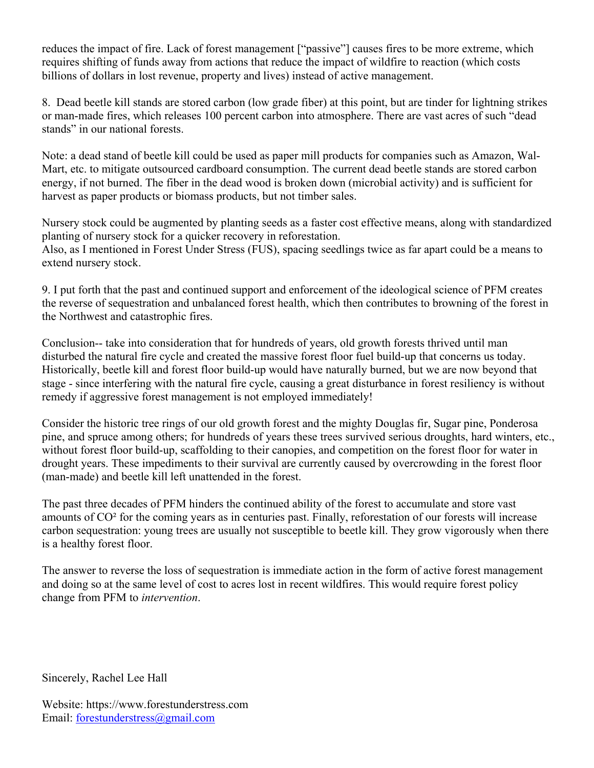reduces the impact of fire. Lack of forest management ["passive"] causes fires to be more extreme, which requires shifting of funds away from actions that reduce the impact of wildfire to reaction (which costs billions of dollars in lost revenue, property and lives) instead of active management.

8. Dead beetle kill stands are stored carbon (low grade fiber) at this point, but are tinder for lightning strikes or man-made fires, which releases 100 percent carbon into atmosphere. There are vast acres of such "dead stands" in our national forests.

Note: a dead stand of beetle kill could be used as paper mill products for companies such as Amazon, Wal-Mart, etc. to mitigate outsourced cardboard consumption. The current dead beetle stands are stored carbon energy, if not burned. The fiber in the dead wood is broken down (microbial activity) and is sufficient for harvest as paper products or biomass products, but not timber sales.

Nursery stock could be augmented by planting seeds as a faster cost effective means, along with standardized planting of nursery stock for a quicker recovery in reforestation.
Also, as I mentioned in Forest Under Stress (FUS), spacing seedlings twice as far apart could be a means to extend nursery stock.

9. I put forth that the past and continued support and enforcement of the ideological science of PFM creates the reverse of sequestration and unbalanced forest health, which then contributes to browning of the forest in the Northwest and catastrophic fires.

Conclusion-- take into consideration that for hundreds of years, old growth forests thrived until man disturbed the natural fire cycle and created the massive forest floor fuel build-up that concerns us today. Historically, beetle kill and forest floor build-up would have naturally burned, but we are now beyond that stage - since interfering with the natural fire cycle, causing a great disturbance in forest resiliency is without remedy if aggressive forest management is not employed immediately!

Consider the historic tree rings of our old growth forest and the mighty Douglas fir, Sugar pine, Ponderosa pine, and spruce among others; for hundreds of years these trees survived serious droughts, hard winters, etc., without forest floor build-up, scaffolding to their canopies, and competition on the forest floor for water in drought years. These impediments to their survival are currently caused by overcrowding in the forest floor (man-made) and beetle kill left unattended in the forest.

The past three decades of PFM hinders the continued ability of the forest to accumulate and store vast amounts of $CO^2$ for the coming years as in centuries past. Finally, reforestation of our forests will increase carbon sequestration: young trees are usually not susceptible to beetle kill. They grow vigorously when there is a healthy forest floor.

The answer to reverse the loss of sequestration is immediate action in the form of active forest management and doing so at the same level of cost to acres lost in recent wildfires. This would require forest policy change from PFM to *intervention*.

Sincerely, Rachel Lee Hall

Website: https://www.forestunderstress.com
Email: forestunderstress@gmail.com